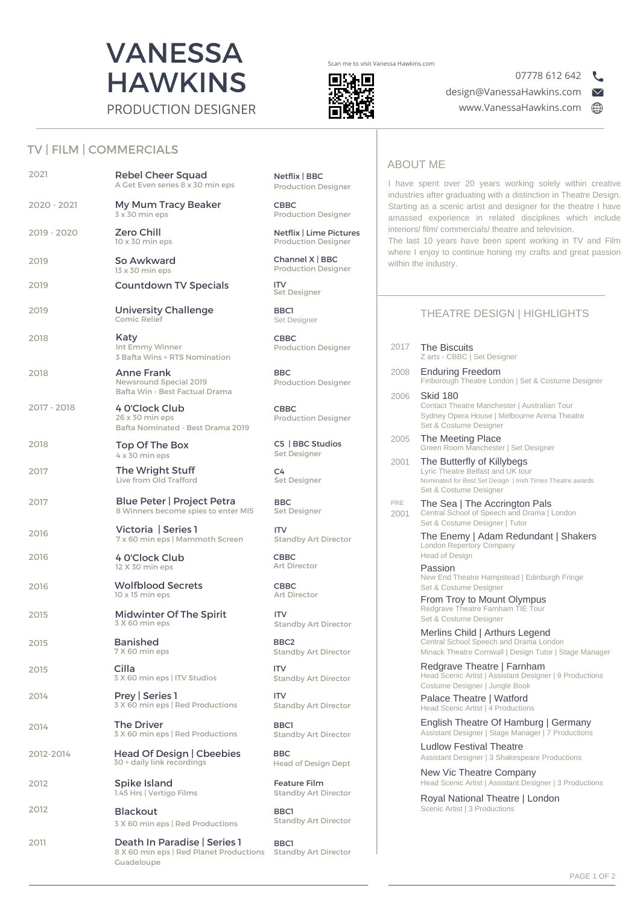# VANESSA HAWKINS

PRODUCTION DESIGNER

Scan me to visit Vanessa Hawkins.com

07778 612 642

design@VanessaHawkins.com

www.VanessaHawkins.com

## TV | FILM | COMMERCIALS

| Year | Production | Network / Role |
|---|---|---|
| 2021 | **Rebel Cheer Squad**<br>A Get Even series 8 x 30 min eps | Netflix \| BBC<br>Production Designer |
| 2020 - 2021 | **My Mum Tracy Beaker**<br>3 x 30 min eps | CBBC<br>Production Designer |
| 2019 - 2020 | **Zero Chill**<br>10 x 30 min eps | Netflix \| Lime Pictures<br>Production Designer |
| 2019 | **So Awkward**<br>13 x 30 min eps | Channel X \| BBC<br>Production Designer |
| 2019 | **Countdown TV Specials** | ITV<br>Set Designer |
| 2019 | **University Challenge**<br>Comic Relief | BBC1<br>Set Designer |
| 2018 | **Katy**<br>Int Emmy Winner<br>3 Bafta Wins + RTS Nomination | CBBC<br>Production Designer |
| 2018 | **Anne Frank**<br>Newsround Special 2019<br>Bafta Win - Best Factual Drama | BBC<br>Production Designer |
| 2017 - 2018 | **4 O'Clock Club**<br>26 x 30 min eps<br>Bafta Nominated - Best Drama 2019 | CBBC<br>Production Designer |
| 2018 | **Top Of The Box**<br>4 x 30 min eps | C5 \| BBC Studios<br>Set Designer |
| 2017 | **The Wright Stuff**<br>Live from Old Trafford | C4<br>Set Designer |
| 2017 | **Blue Peter \| Project Petra**<br>8 Winners become spies to enter MI5 | BBC<br>Set Designer |
| 2016 | **Victoria \| Series 1**<br>7 x 60 min eps \| Mammoth Screen | ITV<br>Standby Art Director |
| 2016 | **4 O'Clock Club**<br>12 X 30 min eps | CBBC<br>Art Director |
| 2016 | **Wolfblood Secrets**<br>10 x 15 min eps | CBBC<br>Art Director |
| 2015 | **Midwinter Of The Spirit**<br>3 X 60 min eps | ITV<br>Standby Art Director |
| 2015 | **Banished**<br>7 X 60 min eps | BBC2<br>Standby Art Director |
| 2015 | **Cilla**<br>3 X 60 min eps \| ITV Studios | ITV<br>Standby Art Director |
| 2014 | **Prey \| Series 1**<br>3 X 60 min eps \| Red Productions | ITV<br>Standby Art Director |
| 2014 | **The Driver**<br>3 X 60 min eps \| Red Productions | BBC1<br>Standby Art Director |
| 2012-2014 | **Head Of Design \| Cbeebies**<br>30 + daily link recordings | BBC<br>Head of Design Dept |
| 2012 | **Spike Island**<br>1.45 Hrs \| Vertigo Films | Feature Film<br>Standby Art Director |
| 2012 | **Blackout**<br>3 X 60 min eps \| Red Productions | BBC1<br>Standby Art Director |
| 2011 | **Death In Paradise \| Series 1**<br>8 X 60 min eps \| Red Planet Productions<br>Guadeloupe | BBC1<br>Standby Art Director |

## ABOUT ME

I have spent over 20 years working solely within creative industries after graduating with a distinction in Theatre Design. Starting as a scenic artist and designer for the theatre I have amassed experience in related disciplines which include interiors/ film/ commercials/ theatre and television.
The last 10 years have been spent working in TV and Film where I enjoy to continue honing my crafts and great passion within the industry.

## THEATRE DESIGN | HIGHLIGHTS

**2017 — The Biscuits**
Z arts - CBBC | Set Designer

**2008 — Enduring Freedom**
Finborough Theatre London | Set & Costume Designer

**2006 — Skid 180**
Contact Theatre Manchester | Australian Tour
Sydney Opera House | Melbourne Arena Theatre
Set & Costume Designer

**2005 — The Meeting Place**
Green Room Manchester | Set Designer

**2001 — The Butterfly of Killybegs**
Lyric Theatre Belfast and UK tour
Nominated for Best Set Design | Irish Times Theatre awards
Set & Costume Designer

**PRE 2001 — The Sea | The Accrington Pals**
Central School of Speech and Drama | London
Set & Costume Designer | Tutor

**The Enemy | Adam Redundant | Shakers**
London Repertory Company
Head of Design

**Passion**
New End Theatre Hampstead | Edinburgh Fringe
Set & Costume Designer

**From Troy to Mount Olympus**
Redgrave Theatre Farnham TIE Tour
Set & Costume Designer

**Merlins Child | Arthurs Legend**
Central School Speech and Drama London
Minack Theatre Cornwall | Design Tutor | Stage Manager

**Redgrave Theatre | Farnham**
Head Scenic Artist | Assistant Designer | 9 Productions
Costume Designer | Jungle Book

**Palace Theatre | Watford**
Head Scenic Artist | 4 Productions

**English Theatre Of Hamburg | Germany**
Assistant Designer | Stage Manager | 7 Productions

**Ludlow Festival Theatre**
Assistant Designer | 3 Shakespeare Productions

**New Vic Theatre Company**
Head Scenic Artist | Assistant Designer | 3 Productions

**Royal National Theatre | London**
Scenic Artist | 3 Productions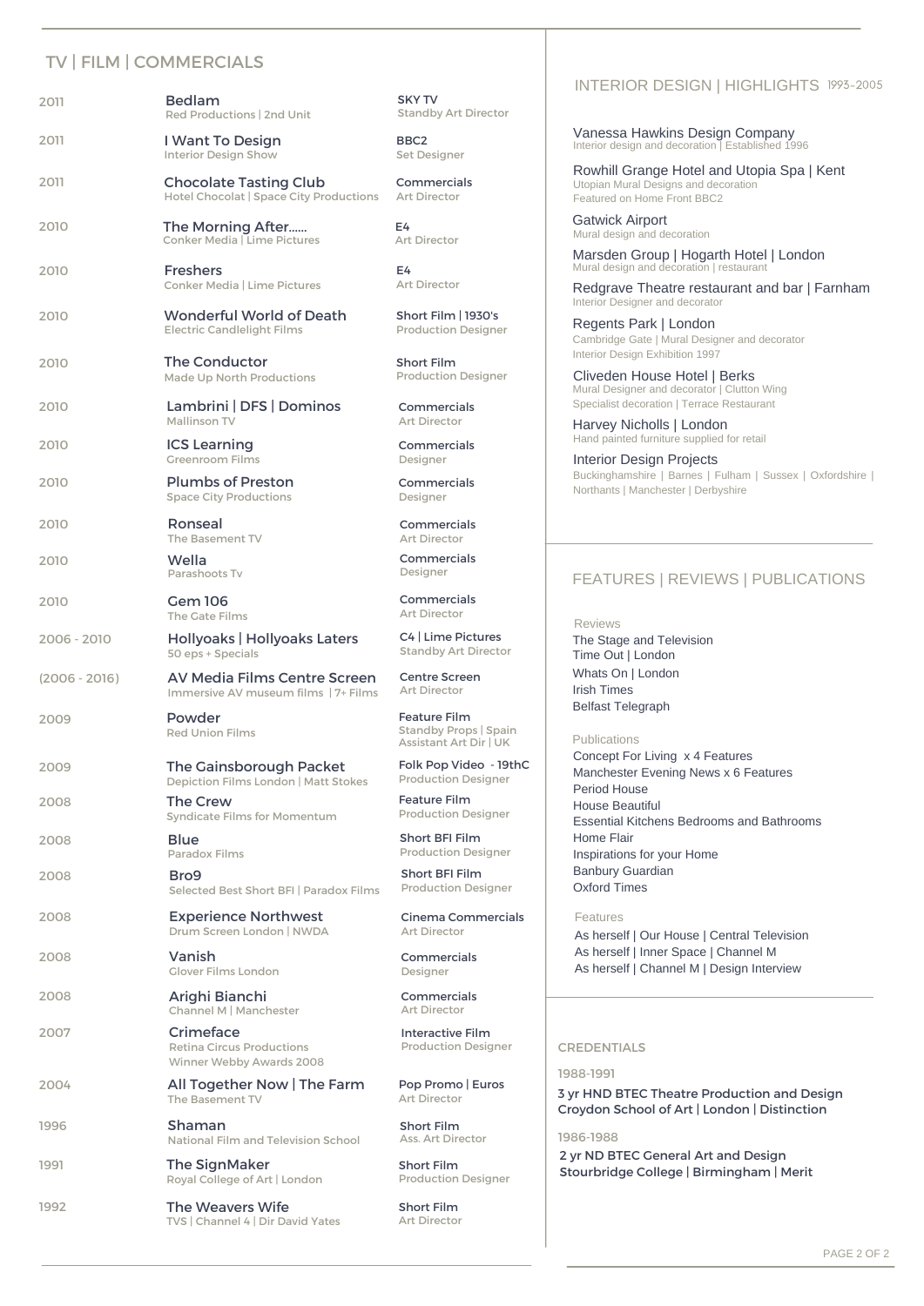## TV | FILM | COMMERCIALS

| | | |
|---|---|---|
| 2011 | **Bedlam**<br>Red Productions \| 2nd Unit | SKY TV<br>Standby Art Director |
| 2011 | **I Want To Design**<br>Interior Design Show | BBC2<br>Set Designer |
| 2011 | **Chocolate Tasting Club**<br>Hotel Chocolat \| Space City Productions | Commercials<br>Art Director |
| 2010 | **The Morning After......**<br>Conker Media \| Lime Pictures | E4<br>Art Director |
| 2010 | **Freshers**<br>Conker Media \| Lime Pictures | E4<br>Art Director |
| 2010 | **Wonderful World of Death**<br>Electric Candlelight Films | Short Film \| 1930's<br>Production Designer |
| 2010 | **The Conductor**<br>Made Up North Productions | Short Film<br>Production Designer |
| 2010 | **Lambrini \| DFS \| Dominos**<br>Mallinson TV | Commercials<br>Art Director |
| 2010 | **ICS Learning**<br>Greenroom Films | Commercials<br>Designer |
| 2010 | **Plumbs of Preston**<br>Space City Productions | Commercials<br>Designer |
| 2010 | **Ronseal**<br>The Basement TV | Commercials<br>Art Director |
| 2010 | **Wella**<br>Parashoots Tv | Commercials<br>Designer |
| 2010 | **Gem 106**<br>The Gate Films | Commercials<br>Art Director |
| 2006 - 2010 | **Hollyoaks \| Hollyoaks Laters**<br>50 eps + Specials | C4 \| Lime Pictures<br>Standby Art Director |
| (2006 - 2016) | **AV Media Films Centre Screen**<br>Immersive AV museum films \| 7+ Films | Centre Screen<br>Art Director |
| 2009 | **Powder**<br>Red Union Films | Feature Film<br>Standby Props \| Spain<br>Assistant Art Dir \| UK |
| 2009 | **The Gainsborough Packet**<br>Depiction Films London \| Matt Stokes | Folk Pop Video - 19thC<br>Production Designer |
| 2008 | **The Crew**<br>Syndicate Films for Momentum | Feature Film<br>Production Designer |
| 2008 | **Blue**<br>Paradox Films | Short BFI Film<br>Production Designer |
| 2008 | **Bro9**<br>Selected Best Short BFI \| Paradox Films | Short BFI Film<br>Production Designer |
| 2008 | **Experience Northwest**<br>Drum Screen London \| NWDA | Cinema Commercials<br>Art Director |
| 2008 | **Vanish**<br>Glover Films London | Commercials<br>Designer |
| 2008 | **Arighi Bianchi**<br>Channel M \| Manchester | Commercials<br>Art Director |
| 2007 | **Crimeface**<br>Retina Circus Productions<br>Winner Webby Awards 2008 | Interactive Film<br>Production Designer |
| 2004 | **All Together Now \| The Farm**<br>The Basement TV | Pop Promo \| Euros<br>Art Director |
| 1996 | **Shaman**<br>National Film and Television School | Short Film<br>Ass. Art Director |
| 1991 | **The SignMaker**<br>Royal College of Art \| London | Short Film<br>Production Designer |
| 1992 | **The Weavers Wife**<br>TVS \| Channel 4 \| Dir David Yates | Short Film<br>Art Director |

## INTERIOR DESIGN | HIGHLIGHTS 1993-2005

**Vanessa Hawkins Design Company**
Interior design and decoration | Established 1996

**Rowhill Grange Hotel and Utopia Spa | Kent**
Utopian Mural Designs and decoration
Featured on Home Front BBC2

**Gatwick Airport**
Mural design and decoration

**Marsden Group | Hogarth Hotel | London**
Mural design and decoration | restaurant

**Redgrave Theatre restaurant and bar | Farnham**
Interior Designer and decorator

**Regents Park | London**
Cambridge Gate | Mural Designer and decorator
Interior Design Exhibition 1997

**Cliveden House Hotel | Berks**
Mural Designer and decorator | Clutton Wing
Specialist decoration | Terrace Restaurant

**Harvey Nicholls | London**
Hand painted furniture supplied for retail

**Interior Design Projects**
Buckinghamshire | Barnes | Fulham | Sussex | Oxfordshire | Northants | Manchester | Derbyshire

## FEATURES | REVIEWS | PUBLICATIONS

### Reviews

- The Stage and Television
- Time Out | London
- Whats On | London
- Irish Times
- Belfast Telegraph

### Publications

- Concept For Living x 4 Features
- Manchester Evening News x 6 Features
- Period House
- House Beautiful
- Essential Kitchens Bedrooms and Bathrooms
- Home Flair
- Inspirations for your Home
- Banbury Guardian
- Oxford Times

### Features

- As herself | Our House | Central Television
- As herself | Inner Space | Channel M
- As herself | Channel M | Design Interview

## CREDENTIALS

1988-1991

**3 yr HND BTEC Theatre Production and Design**
**Croydon School of Art | London | Distinction**

1986-1988

**2 yr ND BTEC General Art and Design**
**Stourbridge College | Birmingham | Merit**